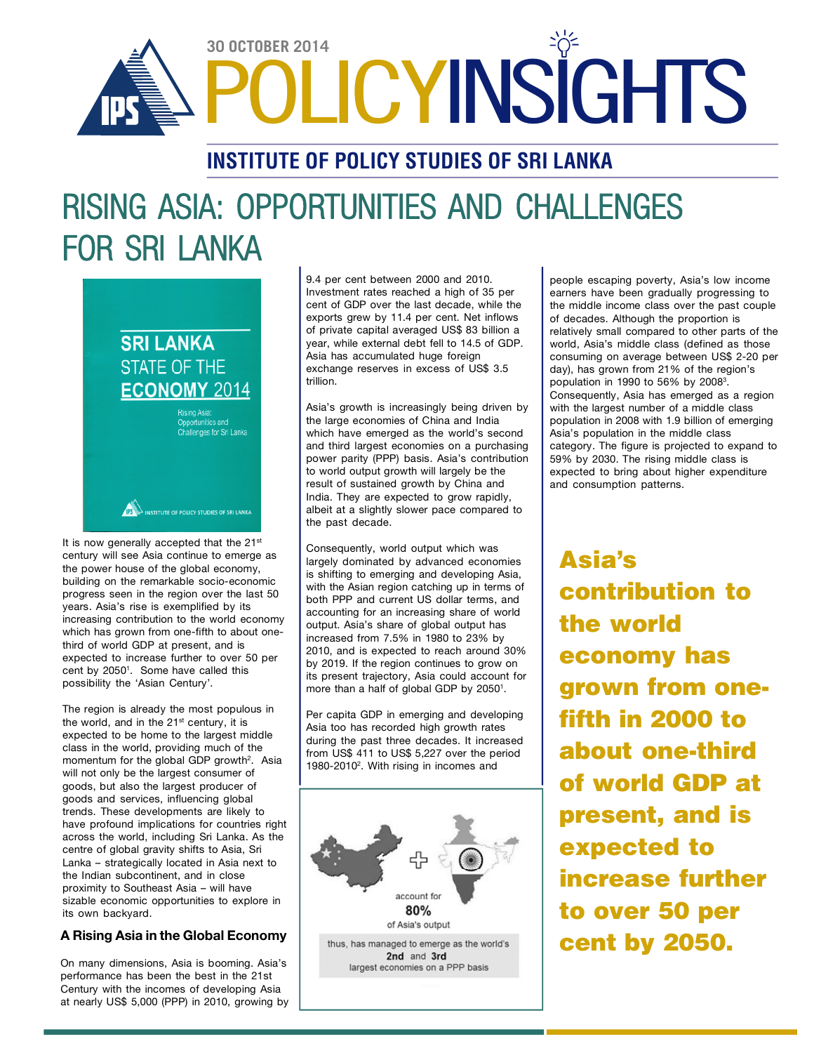30 OCTOBER 2014

# POLICYINSIGHTS

## INSTITUTE OF POLICY STUDIES OF SRI LANKA

# RISING ASIA: OPPORTUNITIES AND CHALLENGES FOR SRI LANKA

SRI LANKA STATE OF THE ECONOMY 2014

Rising Asia: Opportunities and Challenges for Sri Lanka

INSTITUTE OF POLICY STUDIES OF SRI LANKA

It is now generally accepted that the 21st century will see Asia continue to emerge as the power house of the global economy, building on the remarkable socio-economic progress seen in the region over the last 50 years. Asia's rise is exemplified by its increasing contribution to the world economy which has grown from one-fifth to about one-third of world GDP at present, and is expected to increase further to over 50 per cent by 2050[1]. Some have called this possibility the 'Asian Century'.

The region is already the most populous in the world, and in the 21st century, it is expected to be home to the largest middle class in the world, providing much of the momentum for the global GDP growth[2]. Asia will not only be the largest consumer of goods, but also the largest producer of goods and services, influencing global trends. These developments are likely to have profound implications for countries right across the world, including Sri Lanka. As the centre of global gravity shifts to Asia, Sri Lanka – strategically located in Asia next to the Indian subcontinent, and in close proximity to Southeast Asia – will have sizable economic opportunities to explore in its own backyard.

### A Rising Asia in the Global Economy

On many dimensions, Asia is booming. Asia's performance has been the best in the 21st Century with the incomes of developing Asia at nearly US$ 5,000 (PPP) in 2010, growing by 9.4 per cent between 2000 and 2010. Investment rates reached a high of 35 per cent of GDP over the last decade, while the exports grew by 11.4 per cent. Net inflows of private capital averaged US$ 83 billion a year, while external debt fell to 14.5 of GDP. Asia has accumulated huge foreign exchange reserves in excess of US$ 3.5 trillion.

Asia's growth is increasingly being driven by the large economies of China and India which have emerged as the world's second and third largest economies on a purchasing power parity (PPP) basis. Asia's contribution to world output growth will largely be the result of sustained growth by China and India. They are expected to grow rapidly, albeit at a slightly slower pace compared to the past decade.

Consequently, world output which was largely dominated by advanced economies is shifting to emerging and developing Asia, with the Asian region catching up in terms of both PPP and current US dollar terms, and accounting for an increasing share of world output. Asia's share of global output has increased from 7.5% in 1980 to 23% by 2010, and is expected to reach around 30% by 2019. If the region continues to grow on its present trajectory, Asia could account for more than a half of global GDP by 2050[1].

Per capita GDP in emerging and developing Asia too has recorded high growth rates during the past three decades. It increased from US$ 411 to US$ 5,227 over the period 1980-2010[2]. With rising in incomes and people escaping poverty, Asia's low income earners have been gradually progressing to the middle income class over the past couple of decades. Although the proportion is relatively small compared to other parts of the world, Asia's middle class (defined as those consuming on average between US$ 2-20 per day), has grown from 21% of the region's population in 1990 to 56% by 2008[3]. Consequently, Asia has emerged as a region with the largest number of a middle class population in 2008 with 1.9 billion of emerging Asia's population in the middle class category. The figure is projected to expand to 59% by 2030. The rising middle class is expected to bring about higher expenditure and consumption patterns.

account for **80%** of Asia's output

thus, has managed to emerge as the world's **2nd** and **3rd** largest economies on a PPP basis

**Asia's contribution to the world economy has grown from one-fifth in 2000 to about one-third of world GDP at present, and is expected to increase further to over 50 per cent by 2050.**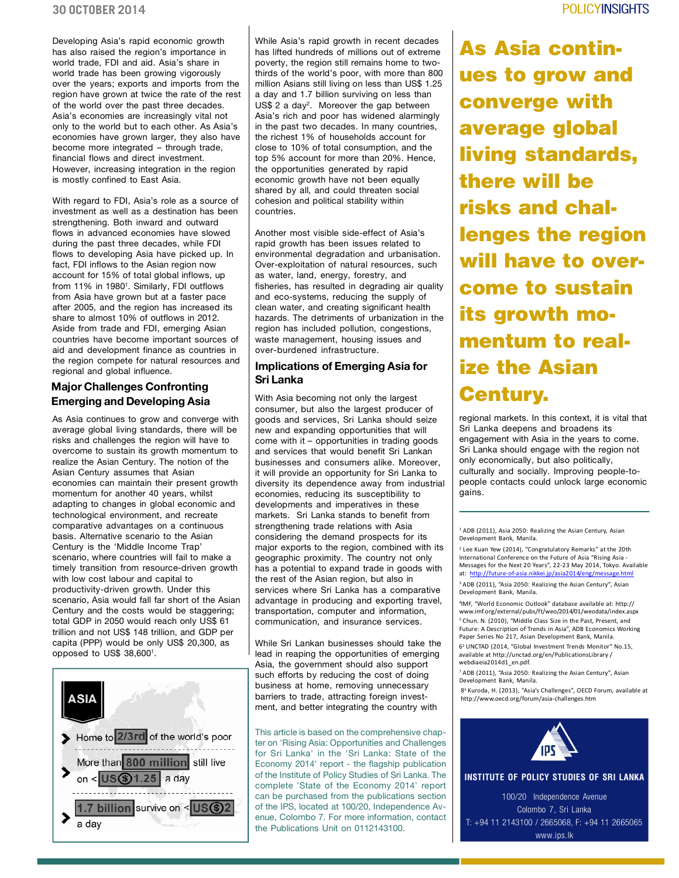Developing Asia's rapid economic growth has also raised the region's importance in world trade, FDI and aid. Asia's share in world trade has been growing vigorously over the years; exports and imports from the region have grown at twice the rate of the rest of the world over the past three decades. Asia's economies are increasingly vital not only to the world but to each other. As Asia's economies have grown larger, they also have become more integrated – through trade, financial flows and direct investment. However, increasing integration in the region is mostly confined to East Asia.

With regard to FDI, Asia's role as a source of investment as well as a destination has been strengthening. Both inward and outward flows in advanced economies have slowed during the past three decades, while FDI flows to developing Asia have picked up. In fact, FDI inflows to the Asian region now account for 15% of total global inflows, up from 11% in 1980[1]. Similarly, FDI outflows from Asia have grown but at a faster pace after 2005, and the region has increased its share to almost 10% of outflows in 2012. Aside from trade and FDI, emerging Asian countries have become important sources of aid and development finance as countries in the region compete for natural resources and regional and global influence.

## Major Challenges Confronting Emerging and Developing Asia

As Asia continues to grow and converge with average global living standards, there will be risks and challenges the region will have to overcome to sustain its growth momentum to realize the Asian Century. The notion of the Asian Century assumes that Asian economies can maintain their present growth momentum for another 40 years, whilst adapting to changes in global economic and technological environment, and recreate comparative advantages on a continuous basis. Alternative scenario to the Asian Century is the 'Middle Income Trap' scenario, where countries will fail to make a timely transition from resource-driven growth with low cost labour and capital to productivity-driven growth. Under this scenario, Asia would fall far short of the Asian Century and the costs would be staggering; total GDP in 2050 would reach only US$ 61 trillion and not US$ 148 trillion, and GDP per capita (PPP) would be only US$ 20,300, as opposed to US$ 38,600[1].

**ASIA**

- Home to 2/3rd of the world's poor
- More than 800 million still live on < US$1.25 a day
- 1.7 billion survive on < US$2 a day

While Asia's rapid growth in recent decades has lifted hundreds of millions out of extreme poverty, the region still remains home to two-thirds of the world's poor, with more than 800 million Asians still living on less than US$ 1.25 a day and 1.7 billion surviving on less than US$ 2 a day[2]. Moreover the gap between Asia's rich and poor has widened alarmingly in the past two decades. In many countries, the richest 1% of households account for close to 10% of total consumption, and the top 5% account for more than 20%. Hence, the opportunities generated by rapid economic growth have not been equally shared by all, and could threaten social cohesion and political stability within countries.

Another most visible side-effect of Asia's rapid growth has been issues related to environmental degradation and urbanisation. Over-exploitation of natural resources, such as water, land, energy, forestry, and fisheries, has resulted in degrading air quality and eco-systems, reducing the supply of clean water, and creating significant health hazards. The detriments of urbanization in the region has included pollution, congestions, waste management, housing issues and over-burdened infrastructure.

## Implications of Emerging Asia for Sri Lanka

With Asia becoming not only the largest consumer, but also the largest producer of goods and services, Sri Lanka should seize new and expanding opportunities that will come with it – opportunities in trading goods and services that would benefit Sri Lankan businesses and consumers alike. Moreover, it will provide an opportunity for Sri Lanka to diversity its dependence away from industrial economies, reducing its susceptibility to developments and imperatives in these markets. Sri Lanka stands to benefit from strengthening trade relations with Asia considering the demand prospects for its major exports to the region, combined with its geographic proximity. The country not only has a potential to expand trade in goods with the rest of the Asian region, but also in services where Sri Lanka has a comparative advantage in producing and exporting travel, transportation, computer and information, communication, and insurance services.

While Sri Lankan businesses should take the lead in reaping the opportunities of emerging Asia, the government should also support such efforts by reducing the cost of doing business at home, removing unnecessary barriers to trade, attracting foreign investment, and better integrating the country with regional markets. In this context, it is vital that Sri Lanka deepens and broadens its engagement with Asia in the years to come. Sri Lanka should engage with the region not only economically, but also politically, culturally and socially. Improving people-to-people contacts could unlock large economic gains.

**As Asia continues to grow and converge with average global living standards, there will be risks and challenges the region will have to overcome to sustain its growth momentum to realize the Asian Century.**

This article is based on the comprehensive chapter on 'Rising Asia: Opportunities and Challenges for Sri Lanka' in the 'Sri Lanka: State of the Economy 2014' report - the flagship publication of the Institute of Policy Studies of Sri Lanka. The complete 'State of the Economy 2014' report can be purchased from the publications section of the IPS, located at 100/20, Independence Avenue, Colombo 7. For more information, contact the Publications Unit on 0112143100.

---

[1] ADB (2011), Asia 2050: Realizing the Asian Century, Asian Development Bank, Manila.

[2] Lee Kuan Yew (2014), "Congratulatory Remarks" at the 20th International Conference on the Future of Asia "Rising Asia - Messages for the Next 20 Years", 22-23 May 2014, Tokyo. Available at: http://future-of-asia.nikkei.jp/asia2014/eng/message.html

[3] ADB (2011), "Asia 2050: Realizing the Asian Century", Asian Development Bank, Manila.

[4] IMF, "World Economic Outlook" database available at: http://www.imf.org/external/pubs/ft/weo/2014/01/weodata/index.aspx

[5] Chun. N. (2010), "Middle Class Size in the Past, Present, and Future: A Description of Trends in Asia", ADB Economics Working Paper Series No 217, Asian Development Bank, Manila.

[6] UNCTAD (2014, "Global Investment Trends Monitor" No.15, available at http://unctad.org/en/PublicationsLibrary/webdiaeia2014d1_en.pdf.

[7] ADB (2011), "Asia 2050: Realizing the Asian Century", Asian Development Bank, Manila.

[8] Kuroda, H. (2013), "Asia's Challenges", OECD Forum, available at http://www.oecd.org/forum/asia-challenges.htm

**INSTITUTE OF POLICY STUDIES OF SRI LANKA**

100/20 Independence Avenue
Colombo 7, Sri Lanka
T: +94 11 2143100 / 2665068, F: +94 11 2665065
www.ips.lk